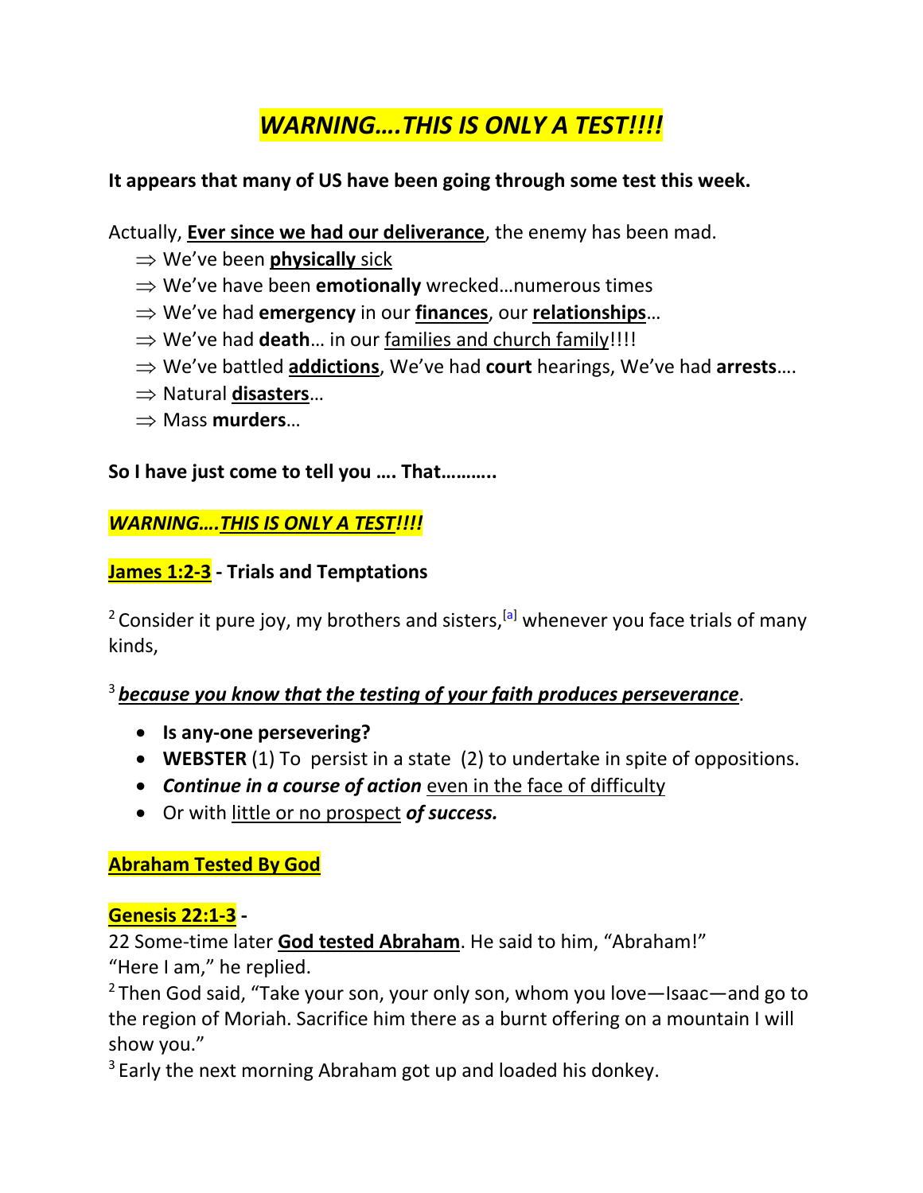# ***WARNING….THIS IS ONLY A TEST!!!!***

**It appears that many of US have been going through some test this week.**

Actually, **Ever since we had our deliverance**, the enemy has been mad.

- ⇒ We've been **physically** sick
- ⇒ We've have been **emotionally** wrecked…numerous times
- ⇒ We've had **emergency** in our **finances**, our **relationships**…
- ⇒ We've had **death**… in our families and church family!!!!
- ⇒ We've battled **addictions**, We've had **court** hearings, We've had **arrests**….
- ⇒ Natural **disasters**…
- ⇒ Mass **murders**…

**So I have just come to tell you …. That………..**

***WARNING….THIS IS ONLY A TEST!!!!***

**James 1:2-3 - Trials and Temptations**

2 Consider it pure joy, my brothers and sisters,[a] whenever you face trials of many kinds,

3 ***because you know that the testing of your faith produces perseverance***.

- **Is any-one persevering?**
- **WEBSTER** (1) To persist in a state (2) to undertake in spite of oppositions.
- ***Continue in a course of action*** even in the face of difficulty
- Or with little or no prospect ***of success.***

**Abraham Tested By God**

**Genesis 22:1-3 -**

22 Some-time later **God tested Abraham**. He said to him, "Abraham!"
"Here I am," he replied.

2 Then God said, "Take your son, your only son, whom you love—Isaac—and go to the region of Moriah. Sacrifice him there as a burnt offering on a mountain I will show you."

3 Early the next morning Abraham got up and loaded his donkey.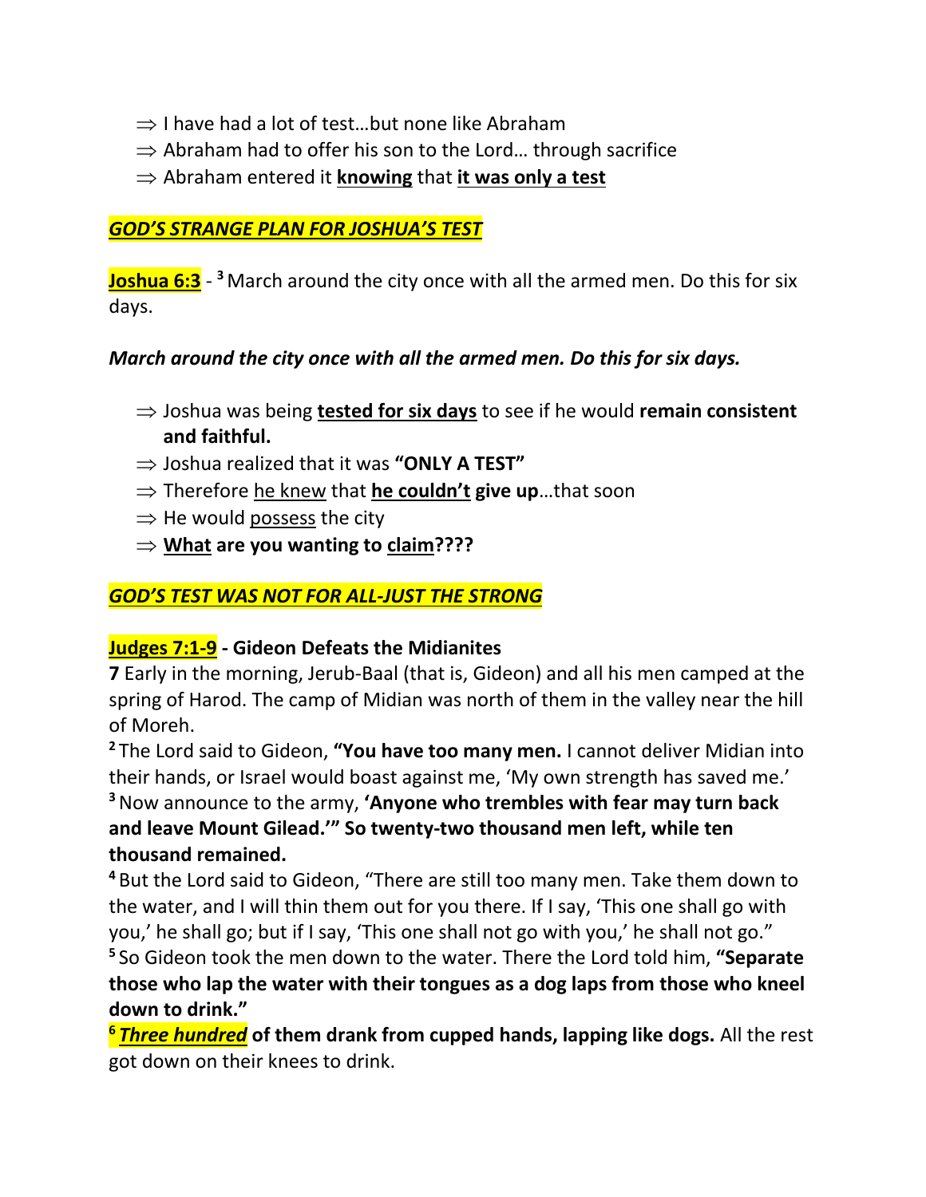- ⇒ I have had a lot of test…but none like Abraham
- ⇒ Abraham had to offer his son to the Lord… through sacrifice
- ⇒ Abraham entered it **<u>knowing</u>** that **<u>it was only a test</u>**

***<u>GOD'S STRANGE PLAN FOR JOSHUA'S TEST</u>***

**<u>Joshua 6:3</u>** - [3] March around the city once with all the armed men. Do this for six days.

***March around the city once with all the armed men. Do this for six days.***

- ⇒ Joshua was being **<u>tested for six days</u>** to see if he would **remain consistent and faithful.**
- ⇒ Joshua realized that it was **"ONLY A TEST"**
- ⇒ Therefore <u>he knew</u> that **<u>he couldn't</u> give up**…that soon
- ⇒ He would <u>possess</u> the city
- ⇒ **<u>What</u> are you wanting to <u>claim</u>????**

***<u>GOD'S TEST WAS NOT FOR ALL-JUST THE STRONG</u>***

**<u>Judges 7:1-9</u> - Gideon Defeats the Midianites**

**7** Early in the morning, Jerub-Baal (that is, Gideon) and all his men camped at the spring of Harod. The camp of Midian was north of them in the valley near the hill of Moreh.

[2] The Lord said to Gideon, **"You have too many men.** I cannot deliver Midian into their hands, or Israel would boast against me, 'My own strength has saved me.'

[3] Now announce to the army, **'Anyone who trembles with fear may turn back and leave Mount Gilead.'" So twenty-two thousand men left, while ten thousand remained.**

[4] But the Lord said to Gideon, "There are still too many men. Take them down to the water, and I will thin them out for you there. If I say, 'This one shall go with you,' he shall go; but if I say, 'This one shall not go with you,' he shall not go."

[5] So Gideon took the men down to the water. There the Lord told him, **"Separate those who lap the water with their tongues as a dog laps from those who kneel down to drink."**

[6] ***<u>Three hundred</u>*** **of them drank from cupped hands, lapping like dogs.** All the rest got down on their knees to drink.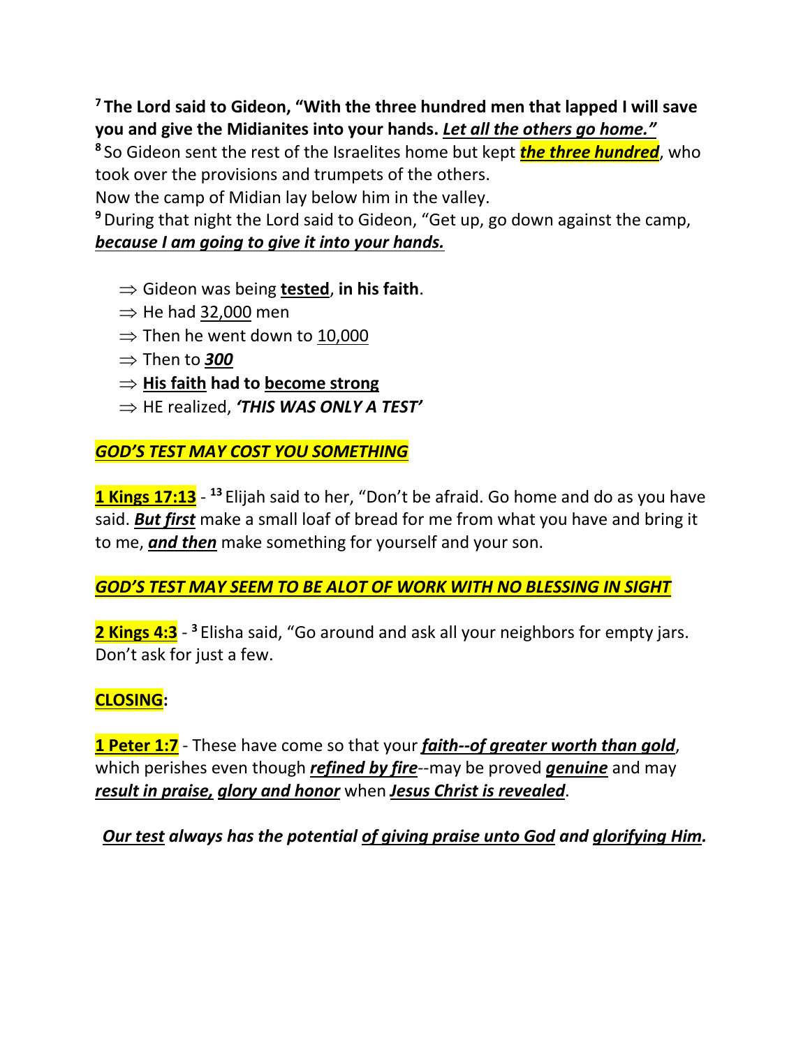[7] **The Lord said to Gideon, "With the three hundred men that lapped I will save you and give the Midianites into your hands. *Let all the others go home."***

[8] So Gideon sent the rest of the Israelites home but kept ***the three hundred***, who took over the provisions and trumpets of the others.

Now the camp of Midian lay below him in the valley.

[9] During that night the Lord said to Gideon, "Get up, go down against the camp, ***because I am going to give it into your hands.***

- ⇒ Gideon was being **tested**, **in his faith**.
- ⇒ He had 32,000 men
- ⇒ Then he went down to 10,000
- ⇒ Then to ***300***
- ⇒ **His faith had to become strong**
- ⇒ HE realized, ***'THIS WAS ONLY A TEST'***

***GOD'S TEST MAY COST YOU SOMETHING***

**1 Kings 17:13** - [13] Elijah said to her, "Don't be afraid. Go home and do as you have said. ***But first*** make a small loaf of bread for me from what you have and bring it to me, ***and then*** make something for yourself and your son.

***GOD'S TEST MAY SEEM TO BE ALOT OF WORK WITH NO BLESSING IN SIGHT***

**2 Kings 4:3** - [3] Elisha said, "Go around and ask all your neighbors for empty jars. Don't ask for just a few.

**CLOSING:**

**1 Peter 1:7** - These have come so that your ***faith--of greater worth than gold***, which perishes even though ***refined by fire***--may be proved ***genuine*** and may ***result in praise, glory and honor*** when ***Jesus Christ is revealed***.

***Our test always has the potential of giving praise unto God and glorifying Him.***